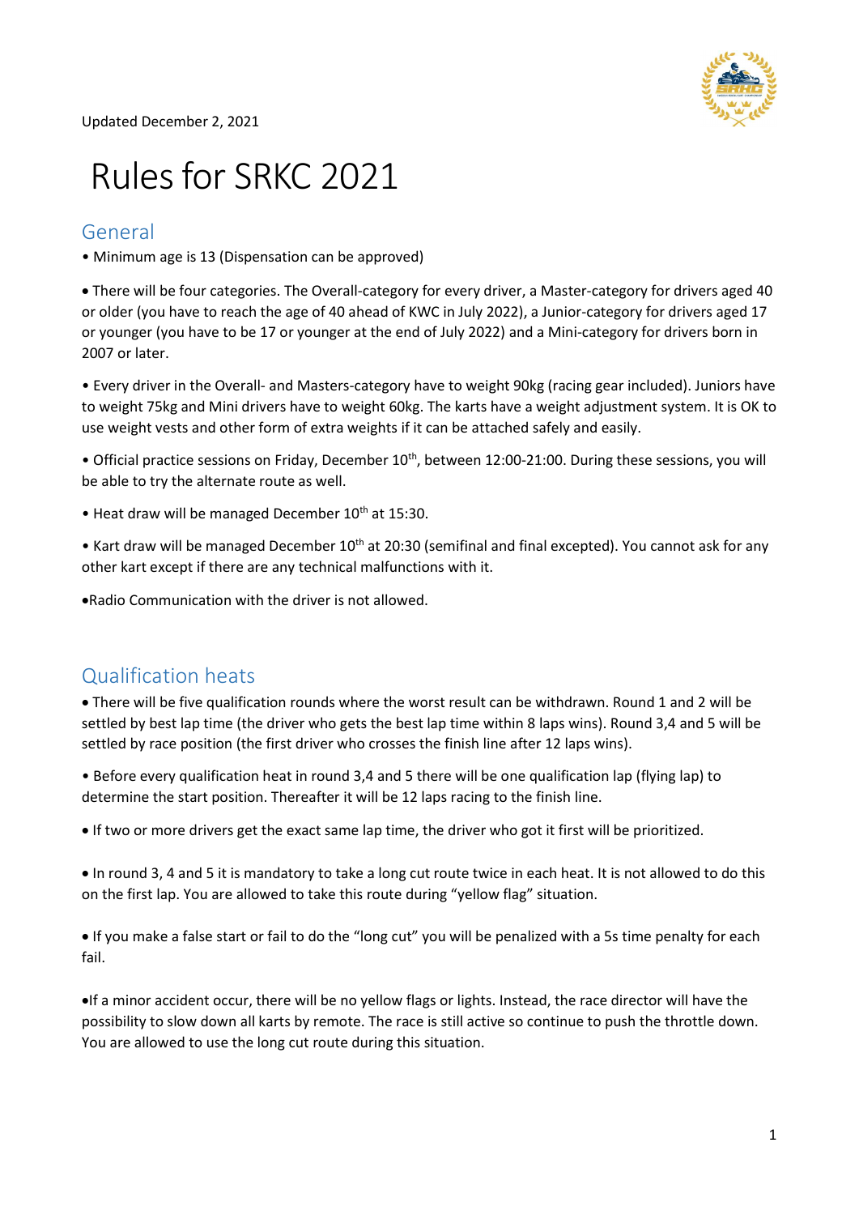Updated December 2, 2021

# Rules for SRKC 2021

## General

- Minimum age is 13 (Dispensation can be approved)

- There will be four categories. The Overall-category for every driver, a Master-category for drivers aged 40 or older (you have to reach the age of 40 ahead of KWC in July 2022), a Junior-category for drivers aged 17 or younger (you have to be 17 or younger at the end of July 2022) and a Mini-category for drivers born in 2007 or later.

- Every driver in the Overall- and Masters-category have to weight 90kg (racing gear included). Juniors have to weight 75kg and Mini drivers have to weight 60kg. The karts have a weight adjustment system. It is OK to use weight vests and other form of extra weights if it can be attached safely and easily.

- Official practice sessions on Friday, December 10th, between 12:00-21:00. During these sessions, you will be able to try the alternate route as well.

- Heat draw will be managed December 10th at 15:30.

- Kart draw will be managed December 10th at 20:30 (semifinal and final excepted). You cannot ask for any other kart except if there are any technical malfunctions with it.

- Radio Communication with the driver is not allowed.

## Qualification heats

- There will be five qualification rounds where the worst result can be withdrawn. Round 1 and 2 will be settled by best lap time (the driver who gets the best lap time within 8 laps wins). Round 3,4 and 5 will be settled by race position (the first driver who crosses the finish line after 12 laps wins).

- Before every qualification heat in round 3,4 and 5 there will be one qualification lap (flying lap) to determine the start position. Thereafter it will be 12 laps racing to the finish line.

- If two or more drivers get the exact same lap time, the driver who got it first will be prioritized.

- In round 3, 4 and 5 it is mandatory to take a long cut route twice in each heat. It is not allowed to do this on the first lap. You are allowed to take this route during "yellow flag" situation.

- If you make a false start or fail to do the "long cut" you will be penalized with a 5s time penalty for each fail.

- If a minor accident occur, there will be no yellow flags or lights. Instead, the race director will have the possibility to slow down all karts by remote. The race is still active so continue to push the throttle down. You are allowed to use the long cut route during this situation.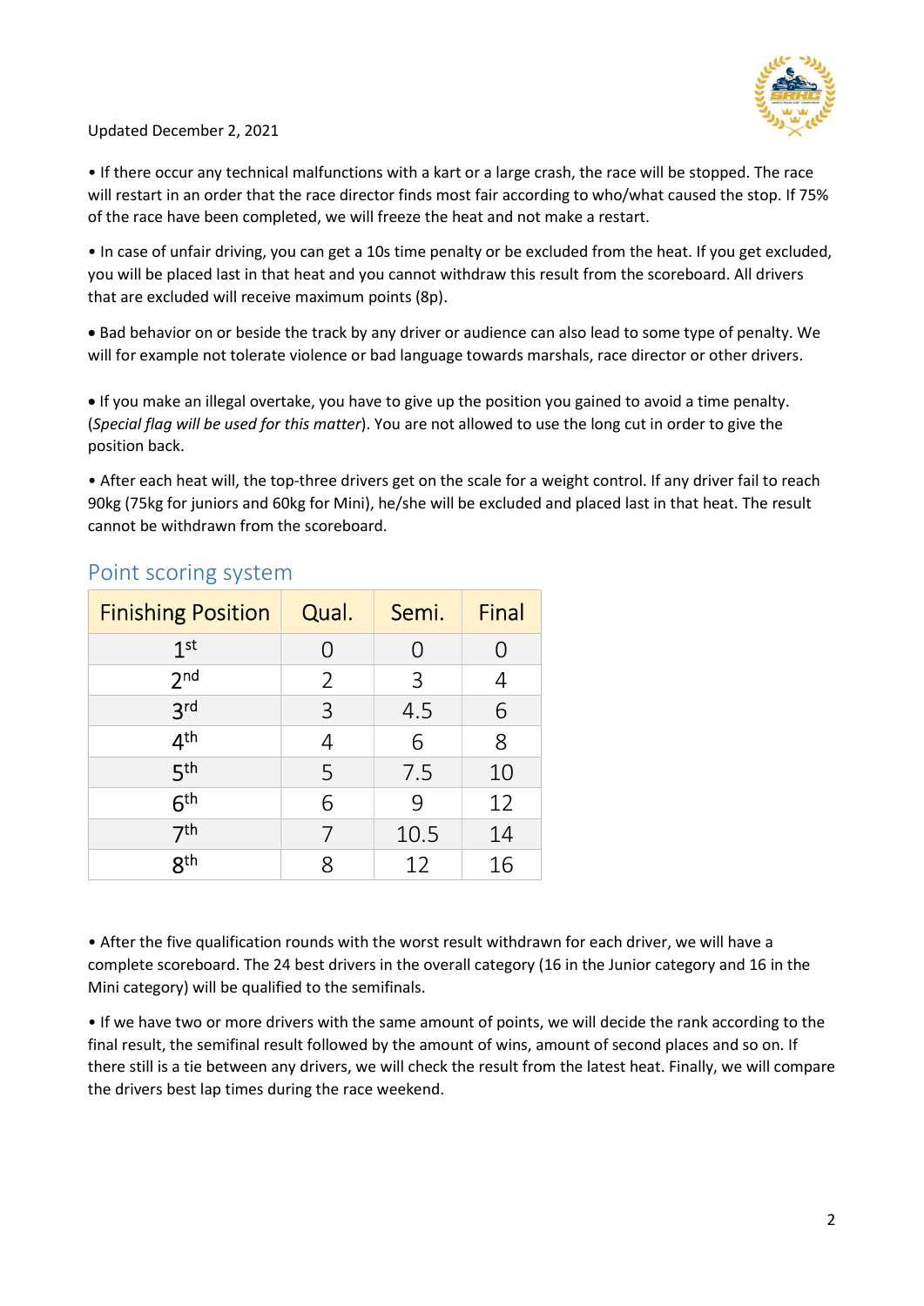Updated December 2, 2021

• If there occur any technical malfunctions with a kart or a large crash, the race will be stopped. The race will restart in an order that the race director finds most fair according to who/what caused the stop. If 75% of the race have been completed, we will freeze the heat and not make a restart.

• In case of unfair driving, you can get a 10s time penalty or be excluded from the heat. If you get excluded, you will be placed last in that heat and you cannot withdraw this result from the scoreboard. All drivers that are excluded will receive maximum points (8p).

• Bad behavior on or beside the track by any driver or audience can also lead to some type of penalty. We will for example not tolerate violence or bad language towards marshals, race director or other drivers.

• If you make an illegal overtake, you have to give up the position you gained to avoid a time penalty. (*Special flag will be used for this matter*). You are not allowed to use the long cut in order to give the position back.

• After each heat will, the top-three drivers get on the scale for a weight control. If any driver fail to reach 90kg (75kg for juniors and 60kg for Mini), he/she will be excluded and placed last in that heat. The result cannot be withdrawn from the scoreboard.

## Point scoring system

| Finishing Position | Qual. | Semi. | Final |
|---|---|---|---|
| 1st | 0 | 0 | 0 |
| 2nd | 2 | 3 | 4 |
| 3rd | 3 | 4.5 | 6 |
| 4th | 4 | 6 | 8 |
| 5th | 5 | 7.5 | 10 |
| 6th | 6 | 9 | 12 |
| 7th | 7 | 10.5 | 14 |
| 8th | 8 | 12 | 16 |

• After the five qualification rounds with the worst result withdrawn for each driver, we will have a complete scoreboard. The 24 best drivers in the overall category (16 in the Junior category and 16 in the Mini category) will be qualified to the semifinals.

• If we have two or more drivers with the same amount of points, we will decide the rank according to the final result, the semifinal result followed by the amount of wins, amount of second places and so on. If there still is a tie between any drivers, we will check the result from the latest heat. Finally, we will compare the drivers best lap times during the race weekend.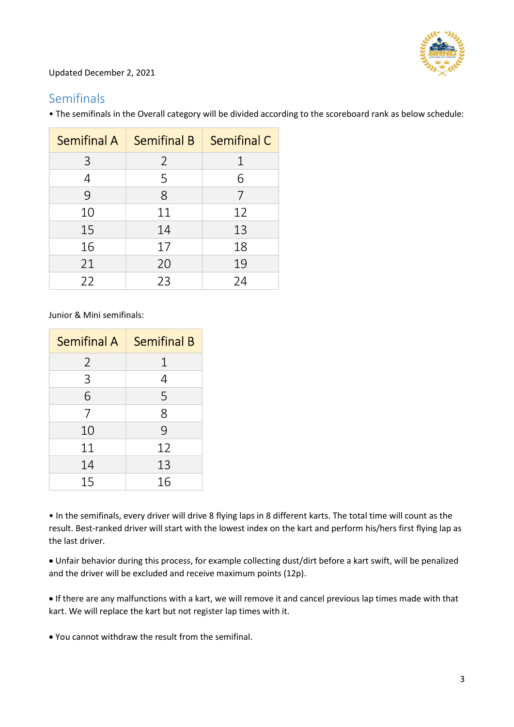Updated December 2, 2021

## Semifinals

• The semifinals in the Overall category will be divided according to the scoreboard rank as below schedule:

| Semifinal A | Semifinal B | Semifinal C |
|---|---|---|
| 3 | 2 | 1 |
| 4 | 5 | 6 |
| 9 | 8 | 7 |
| 10 | 11 | 12 |
| 15 | 14 | 13 |
| 16 | 17 | 18 |
| 21 | 20 | 19 |
| 22 | 23 | 24 |

Junior & Mini semifinals:

| Semifinal A | Semifinal B |
|---|---|
| 2 | 1 |
| 3 | 4 |
| 6 | 5 |
| 7 | 8 |
| 10 | 9 |
| 11 | 12 |
| 14 | 13 |
| 15 | 16 |

• In the semifinals, every driver will drive 8 flying laps in 8 different karts. The total time will count as the result. Best-ranked driver will start with the lowest index on the kart and perform his/hers first flying lap as the last driver.

• Unfair behavior during this process, for example collecting dust/dirt before a kart swift, will be penalized and the driver will be excluded and receive maximum points (12p).

• If there are any malfunctions with a kart, we will remove it and cancel previous lap times made with that kart. We will replace the kart but not register lap times with it.

• You cannot withdraw the result from the semifinal.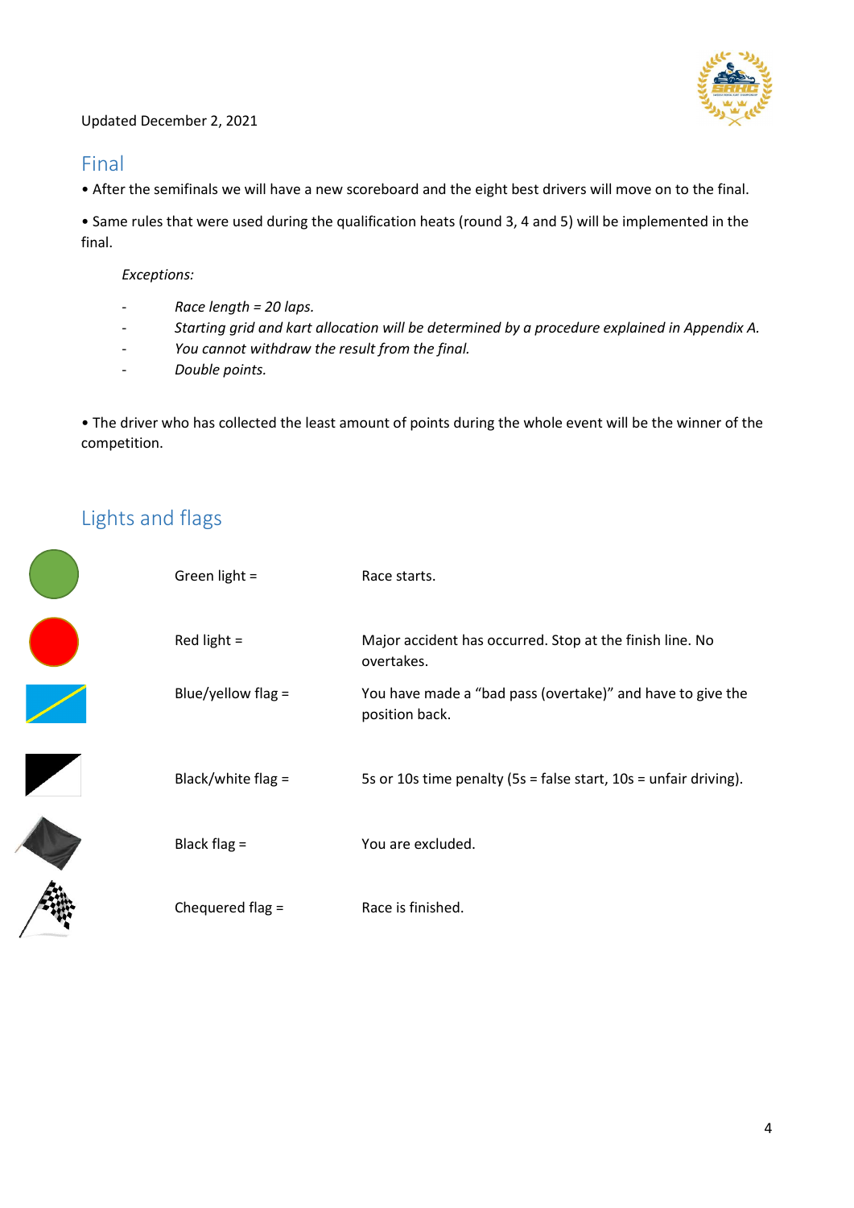Updated December 2, 2021

## Final

• After the semifinals we will have a new scoreboard and the eight best drivers will move on to the final.

• Same rules that were used during the qualification heats (round 3, 4 and 5) will be implemented in the final.

*Exceptions:*

- *Race length = 20 laps.*
- *Starting grid and kart allocation will be determined by a procedure explained in Appendix A.*
- *You cannot withdraw the result from the final.*
- *Double points.*

• The driver who has collected the least amount of points during the whole event will be the winner of the competition.

## Lights and flags

| | |
|---|---|
| Green light = | Race starts. |
| Red light = | Major accident has occurred. Stop at the finish line. No overtakes. |
| Blue/yellow flag = | You have made a "bad pass (overtake)" and have to give the position back. |
| Black/white flag = | 5s or 10s time penalty (5s = false start, 10s = unfair driving). |
| Black flag = | You are excluded. |
| Chequered flag = | Race is finished. |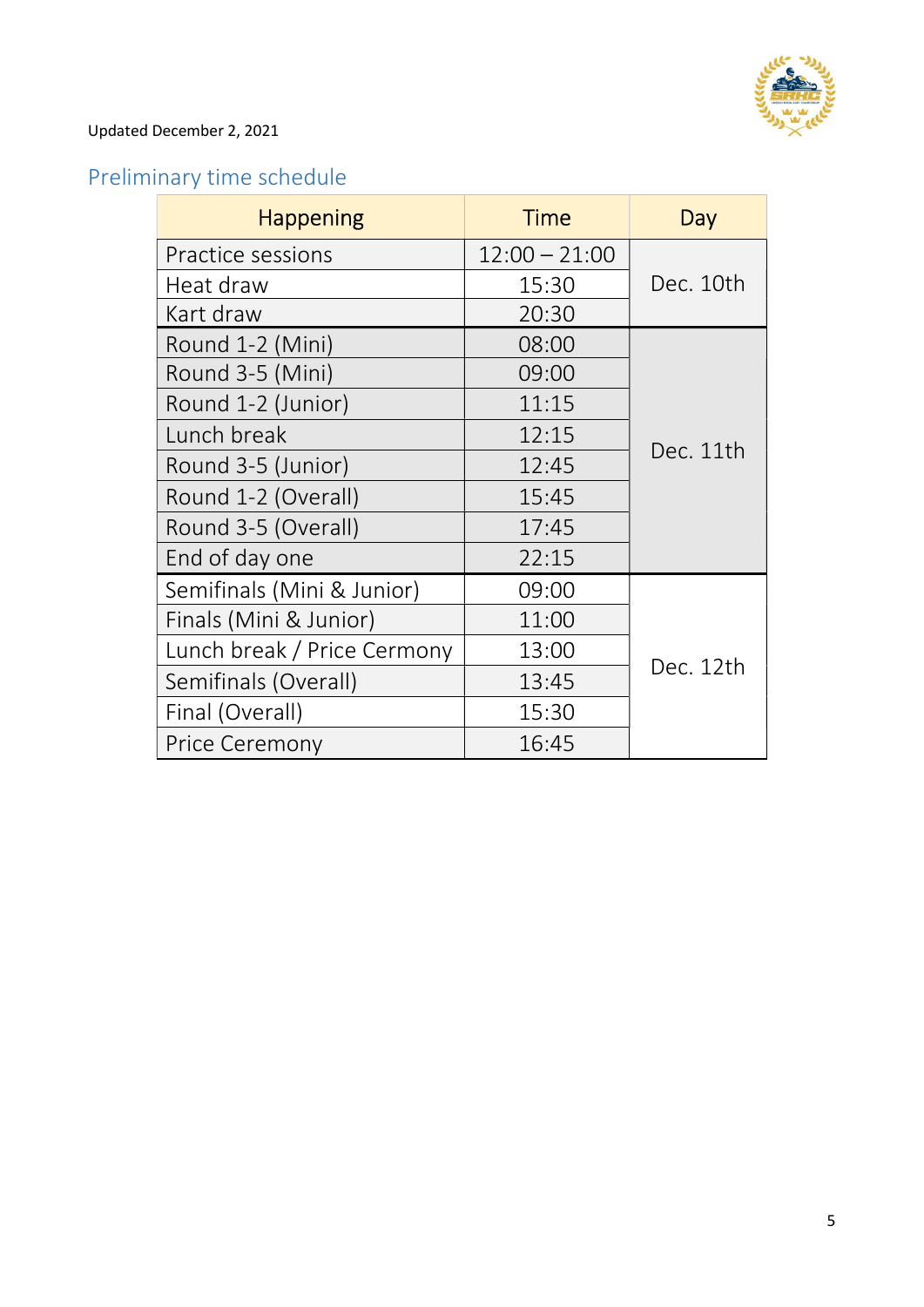Updated December 2, 2021

## Preliminary time schedule

| Happening | Time | Day |
|---|---|---|
| Practice sessions | 12:00 – 21:00 | Dec. 10th |
| Heat draw | 15:30 | |
| Kart draw | 20:30 | |
| Round 1-2 (Mini) | 08:00 | Dec. 11th |
| Round 3-5 (Mini) | 09:00 | |
| Round 1-2 (Junior) | 11:15 | |
| Lunch break | 12:15 | |
| Round 3-5 (Junior) | 12:45 | |
| Round 1-2 (Overall) | 15:45 | |
| Round 3-5 (Overall) | 17:45 | |
| End of day one | 22:15 | |
| Semifinals (Mini & Junior) | 09:00 | Dec. 12th |
| Finals (Mini & Junior) | 11:00 | |
| Lunch break / Price Cermony | 13:00 | |
| Semifinals (Overall) | 13:45 | |
| Final (Overall) | 15:30 | |
| Price Ceremony | 16:45 | |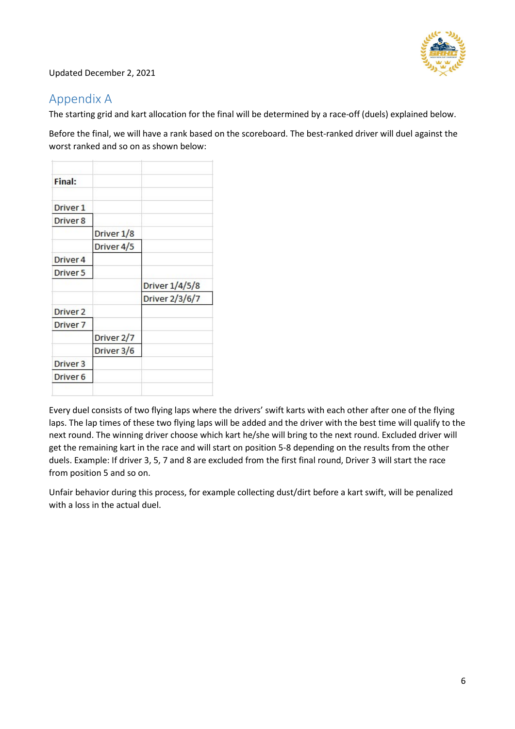Updated December 2, 2021

## Appendix A

The starting grid and kart allocation for the final will be determined by a race-off (duels) explained below.

Before the final, we will have a rank based on the scoreboard. The best-ranked driver will duel against the worst ranked and so on as shown below:

| | | |
|---|---|---|
| **Final:** | | |
| | | |
| Driver 1 | | |
| Driver 8 | | |
| | Driver 1/8 | |
| | Driver 4/5 | |
| Driver 4 | | |
| Driver 5 | | |
| | | Driver 1/4/5/8 |
| | | Driver 2/3/6/7 |
| Driver 2 | | |
| Driver 7 | | |
| | Driver 2/7 | |
| | Driver 3/6 | |
| Driver 3 | | |
| Driver 6 | | |

Every duel consists of two flying laps where the drivers' swift karts with each other after one of the flying laps. The lap times of these two flying laps will be added and the driver with the best time will qualify to the next round. The winning driver choose which kart he/she will bring to the next round. Excluded driver will get the remaining kart in the race and will start on position 5-8 depending on the results from the other duels. Example: If driver 3, 5, 7 and 8 are excluded from the first final round, Driver 3 will start the race from position 5 and so on.

Unfair behavior during this process, for example collecting dust/dirt before a kart swift, will be penalized with a loss in the actual duel.